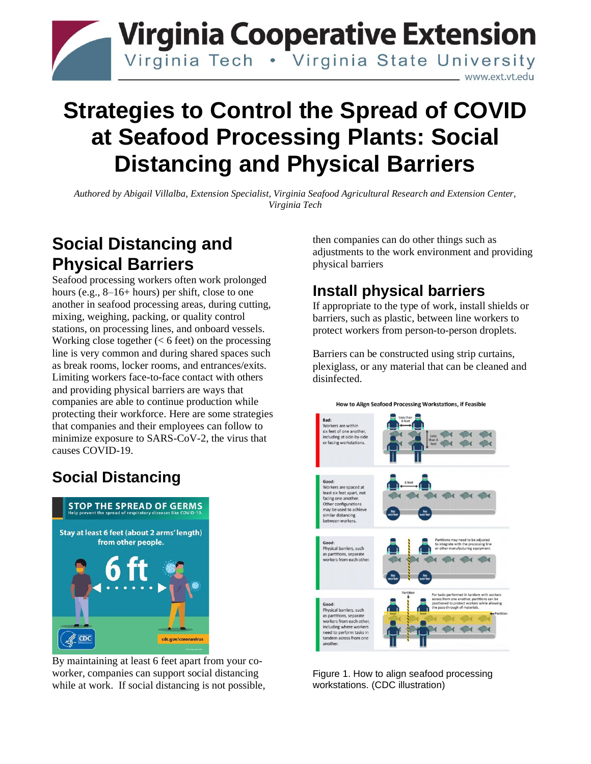# Strategies to Control the Spread of COVID at Seafood Processing Plants: Social Distancing and Physical Barriers

*Authored by Abigail Villalba, Extension Specialist, Virginia Seafood Agricultural Research and Extension Center, Virginia Tech*

## Social Distancing and Physical Barriers

Seafood processing workers often work prolonged hours (e.g., 8–16+ hours) per shift, close to one another in seafood processing areas, during cutting, mixing, weighing, packing, or quality control stations, on processing lines, and onboard vessels. Working close together (< 6 feet) on the processing line is very common and during shared spaces such as break rooms, locker rooms, and entrances/exits. Limiting workers face-to-face contact with others and providing physical barriers are ways that companies are able to continue production while protecting their workforce. Here are some strategies that companies and their employees can follow to minimize exposure to SARS-CoV-2, the virus that causes COVID-19.

## Social Distancing

By maintaining at least 6 feet apart from your co-worker, companies can support social distancing while at work. If social distancing is not possible, then companies can do other things such as adjustments to the work environment and providing physical barriers

## Install physical barriers

If appropriate to the type of work, install shields or barriers, such as plastic, between line workers to protect workers from person-to-person droplets.

Barriers can be constructed using strip curtains, plexiglass, or any material that can be cleaned and disinfected.

Figure 1. How to align seafood processing workstations. (CDC illustration)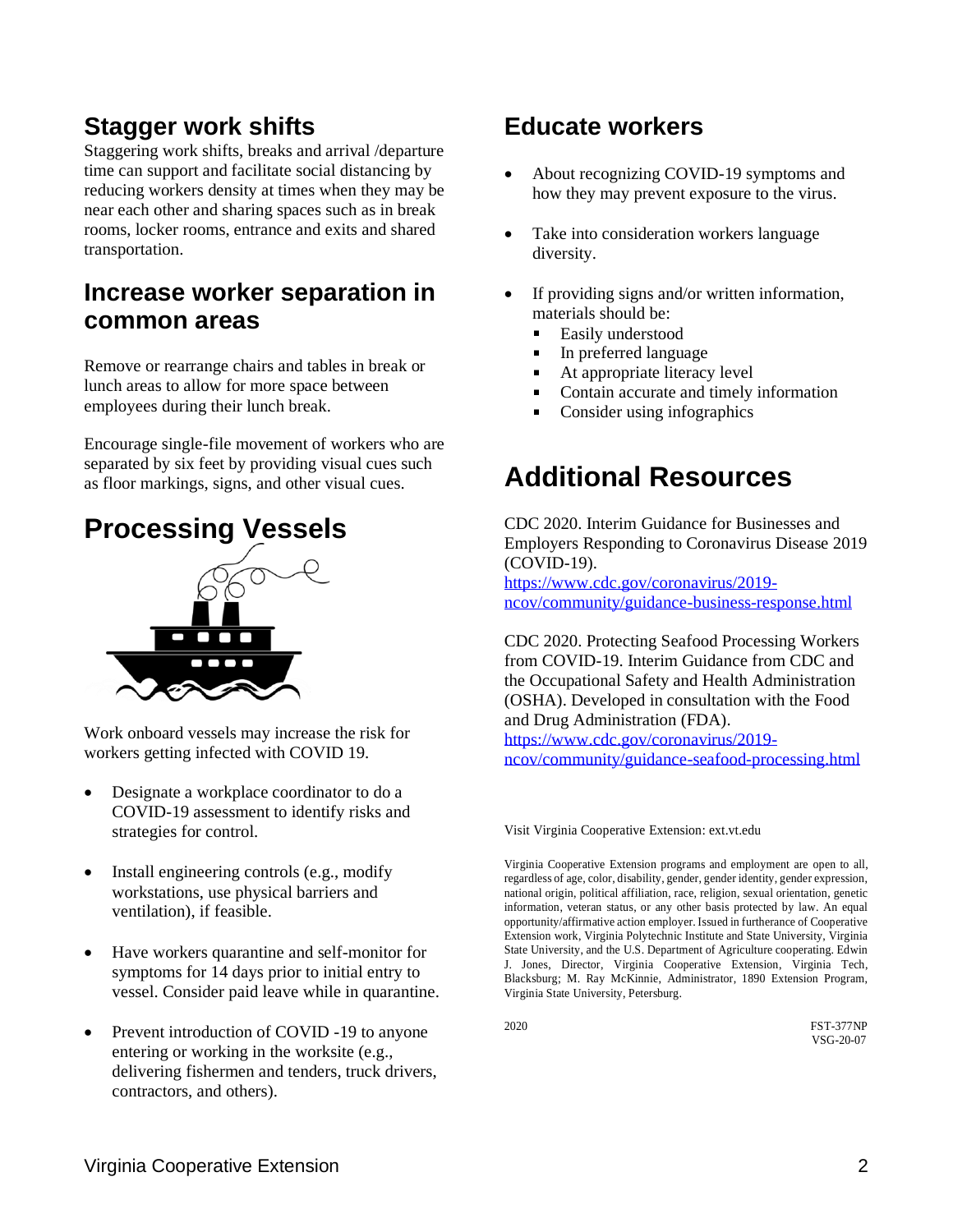## Stagger work shifts

Staggering work shifts, breaks and arrival /departure time can support and facilitate social distancing by reducing workers density at times when they may be near each other and sharing spaces such as in break rooms, locker rooms, entrance and exits and shared transportation.

## Increase worker separation in common areas

Remove or rearrange chairs and tables in break or lunch areas to allow for more space between employees during their lunch break.

Encourage single-file movement of workers who are separated by six feet by providing visual cues such as floor markings, signs, and other visual cues.

# Processing Vessels

Work onboard vessels may increase the risk for workers getting infected with COVID 19.

- Designate a workplace coordinator to do a COVID-19 assessment to identify risks and strategies for control.
- Install engineering controls (e.g., modify workstations, use physical barriers and ventilation), if feasible.
- Have workers quarantine and self-monitor for symptoms for 14 days prior to initial entry to vessel. Consider paid leave while in quarantine.
- Prevent introduction of COVID -19 to anyone entering or working in the worksite (e.g., delivering fishermen and tenders, truck drivers, contractors, and others).

## Educate workers

- About recognizing COVID-19 symptoms and how they may prevent exposure to the virus.
- Take into consideration workers language diversity.
- If providing signs and/or written information, materials should be:
  - Easily understood
  - In preferred language
  - At appropriate literacy level
  - Contain accurate and timely information
  - Consider using infographics

# Additional Resources

CDC 2020. Interim Guidance for Businesses and Employers Responding to Coronavirus Disease 2019 (COVID-19). https://www.cdc.gov/coronavirus/2019-ncov/community/guidance-business-response.html

CDC 2020. Protecting Seafood Processing Workers from COVID-19. Interim Guidance from CDC and the Occupational Safety and Health Administration (OSHA). Developed in consultation with the Food and Drug Administration (FDA). https://www.cdc.gov/coronavirus/2019-ncov/community/guidance-seafood-processing.html

Visit Virginia Cooperative Extension: ext.vt.edu

Virginia Cooperative Extension programs and employment are open to all, regardless of age, color, disability, gender, gender identity, gender expression, national origin, political affiliation, race, religion, sexual orientation, genetic information, veteran status, or any other basis protected by law. An equal opportunity/affirmative action employer. Issued in furtherance of Cooperative Extension work, Virginia Polytechnic Institute and State University, Virginia State University, and the U.S. Department of Agriculture cooperating. Edwin J. Jones, Director, Virginia Cooperative Extension, Virginia Tech, Blacksburg; M. Ray McKinnie, Administrator, 1890 Extension Program, Virginia State University, Petersburg.

2020

FST-377NP
VSG-20-07